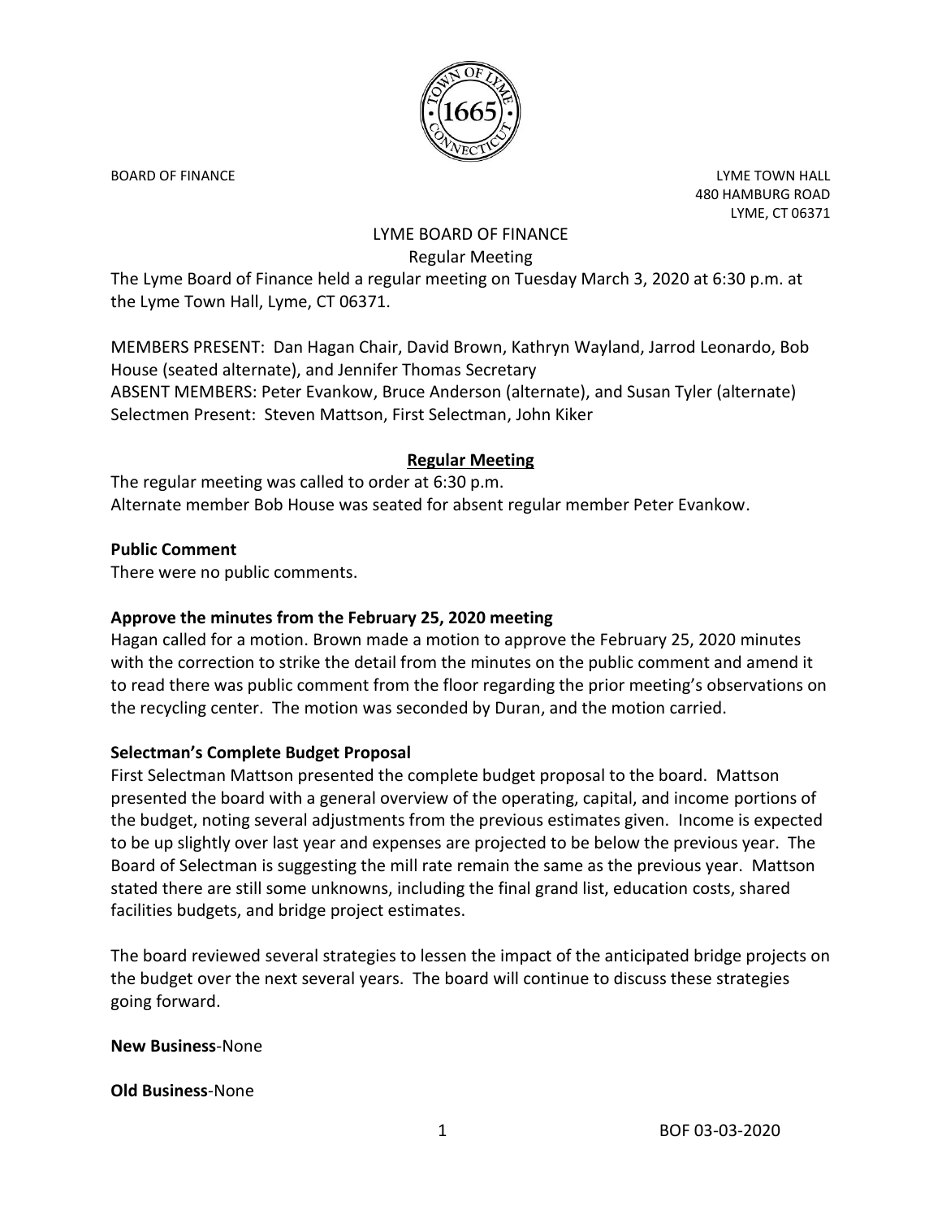BOARD OF FINANCE

LYME TOWN HALL
480 HAMBURG ROAD
LYME, CT 06371

# LYME BOARD OF FINANCE

## Regular Meeting

The Lyme Board of Finance held a regular meeting on Tuesday March 3, 2020 at 6:30 p.m. at the Lyme Town Hall, Lyme, CT 06371.

MEMBERS PRESENT: Dan Hagan Chair, David Brown, Kathryn Wayland, Jarrod Leonardo, Bob House (seated alternate), and Jennifer Thomas Secretary
ABSENT MEMBERS: Peter Evankow, Bruce Anderson (alternate), and Susan Tyler (alternate)
Selectmen Present: Steven Mattson, First Selectman, John Kiker

### Regular Meeting

The regular meeting was called to order at 6:30 p.m.
Alternate member Bob House was seated for absent regular member Peter Evankow.

**Public Comment**

There were no public comments.

**Approve the minutes from the February 25, 2020 meeting**

Hagan called for a motion. Brown made a motion to approve the February 25, 2020 minutes with the correction to strike the detail from the minutes on the public comment and amend it to read there was public comment from the floor regarding the prior meeting's observations on the recycling center. The motion was seconded by Duran, and the motion carried.

**Selectman's Complete Budget Proposal**

First Selectman Mattson presented the complete budget proposal to the board. Mattson presented the board with a general overview of the operating, capital, and income portions of the budget, noting several adjustments from the previous estimates given. Income is expected to be up slightly over last year and expenses are projected to be below the previous year. The Board of Selectman is suggesting the mill rate remain the same as the previous year. Mattson stated there are still some unknowns, including the final grand list, education costs, shared facilities budgets, and bridge project estimates.

The board reviewed several strategies to lessen the impact of the anticipated bridge projects on the budget over the next several years. The board will continue to discuss these strategies going forward.

**New Business**-None

**Old Business**-None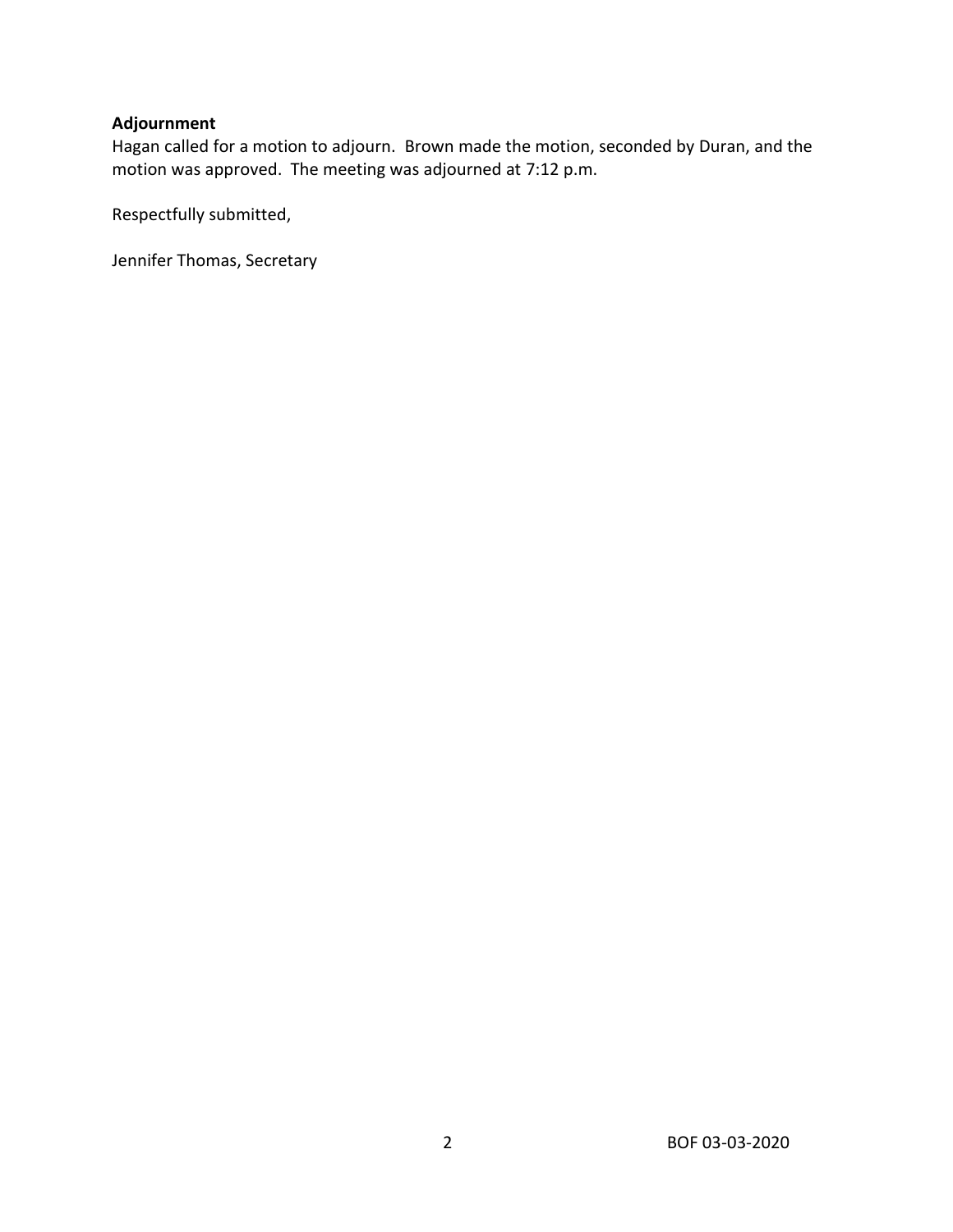**Adjournment**

Hagan called for a motion to adjourn. Brown made the motion, seconded by Duran, and the motion was approved. The meeting was adjourned at 7:12 p.m.

Respectfully submitted,

Jennifer Thomas, Secretary